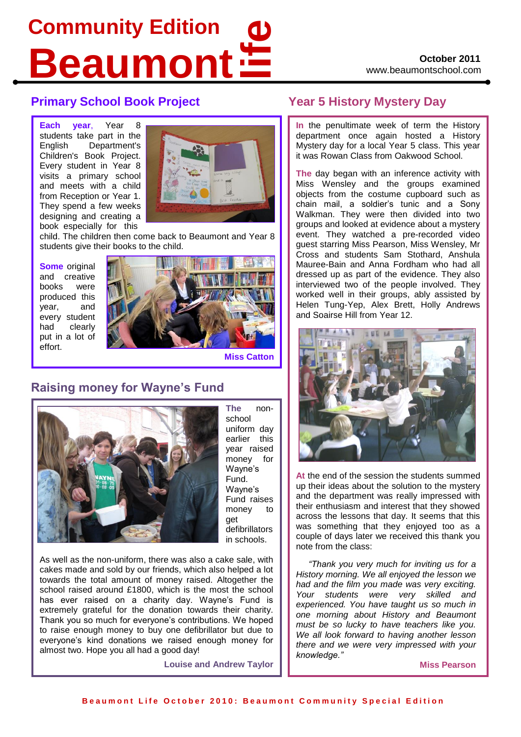# Community Edition
# Beaumont life

**October 2011**
www.beaumontschool.com

## Primary School Book Project

**Each year**, Year 8 students take part in the English Department's Children's Book Project. Every student in Year 8 visits a primary school and meets with a child from Reception or Year 1. They spend a few weeks designing and creating a book especially for this child. The children then come back to Beaumont and Year 8 students give their books to the child.

**Some** original and creative books were produced this year, and every student had clearly put in a lot of effort.

**Miss Catton**

## Raising money for Wayne's Fund

**The** non-school uniform day earlier this year raised money for Wayne's Fund. Wayne's Fund raises money to get defibrillators in schools.

As well as the non-uniform, there was also a cake sale, with cakes made and sold by our friends, which also helped a lot towards the total amount of money raised. Altogether the school raised around £1800, which is the most the school has ever raised on a charity day. Wayne's Fund is extremely grateful for the donation towards their charity. Thank you so much for everyone's contributions. We hoped to raise enough money to buy one defibrillator but due to everyone's kind donations we raised enough money for almost two. Hope you all had a good day!

**Louise and Andrew Taylor**

## Year 5 History Mystery Day

**In** the penultimate week of term the History department once again hosted a History Mystery day for a local Year 5 class. This year it was Rowan Class from Oakwood School.

**The** day began with an inference activity with Miss Wensley and the groups examined objects from the costume cupboard such as chain mail, a soldier's tunic and a Sony Walkman. They were then divided into two groups and looked at evidence about a mystery event. They watched a pre-recorded video guest starring Miss Pearson, Miss Wensley, Mr Cross and students Sam Stothard, Anshula Mauree-Bain and Anna Fordham who had all dressed up as part of the evidence. They also interviewed two of the people involved. They worked well in their groups, ably assisted by Helen Tung-Yep, Alex Brett, Holly Andrews and Soairse Hill from Year 12.

**At** the end of the session the students summed up their ideas about the solution to the mystery and the department was really impressed with their enthusiasm and interest that they showed across the lessons that day. It seems that this was something that they enjoyed too as a couple of days later we received this thank you note from the class:

*"Thank you very much for inviting us for a History morning. We all enjoyed the lesson we had and the film you made was very exciting. Your students were very skilled and experienced. You have taught us so much in one morning about History and Beaumont must be so lucky to have teachers like you. We all look forward to having another lesson there and we were very impressed with your knowledge."*

**Miss Pearson**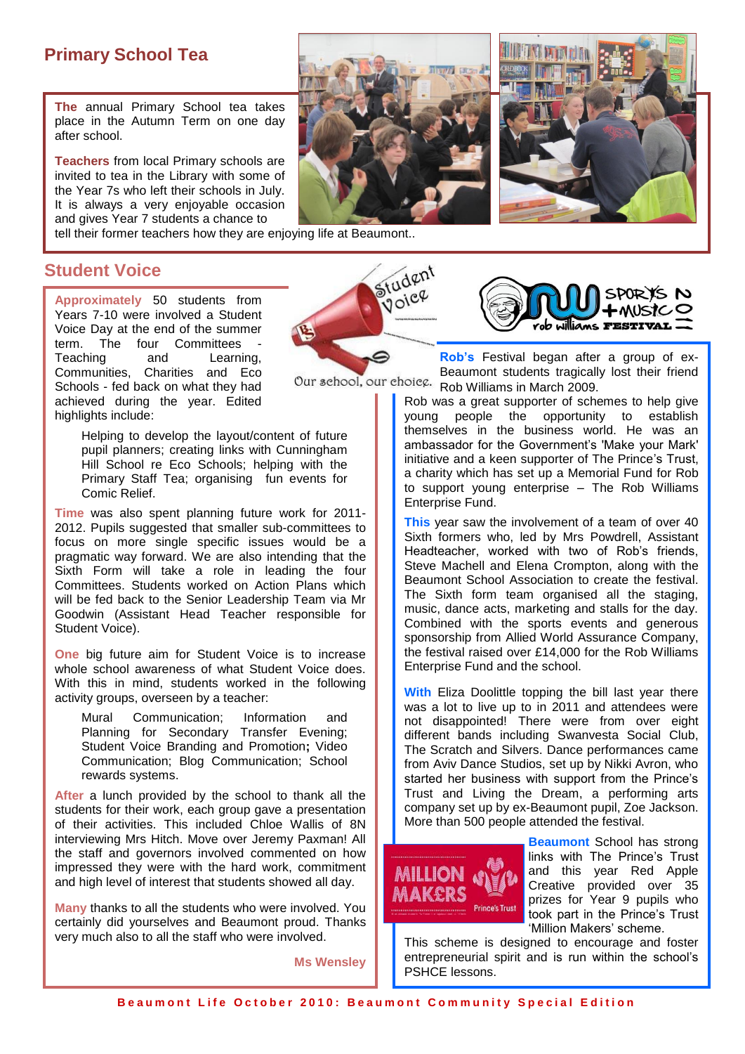## Primary School Tea

**The** annual Primary School tea takes place in the Autumn Term on one day after school.

**Teachers** from local Primary schools are invited to tea in the Library with some of the Year 7s who left their schools in July. It is always a very enjoyable occasion and gives Year 7 students a chance to tell their former teachers how they are enjoying life at Beaumont..

## Student Voice

**Approximately** 50 students from Years 7-10 were involved a Student Voice Day at the end of the summer term. The four Committees - Teaching and Learning, Communities, Charities and Eco Schools - fed back on what they had achieved during the year. Edited highlights include:

> Helping to develop the layout/content of future pupil planners; creating links with Cunningham Hill School re Eco Schools; helping with the Primary Staff Tea; organising fun events for Comic Relief.

**Time** was also spent planning future work for 2011-2012. Pupils suggested that smaller sub-committees to focus on more single specific issues would be a pragmatic way forward. We are also intending that the Sixth Form will take a role in leading the four Committees. Students worked on Action Plans which will be fed back to the Senior Leadership Team via Mr Goodwin (Assistant Head Teacher responsible for Student Voice).

**One** big future aim for Student Voice is to increase whole school awareness of what Student Voice does. With this in mind, students worked in the following activity groups, overseen by a teacher:

> Mural Communication; Information and Planning for Secondary Transfer Evening; Student Voice Branding and Promotion**;** Video Communication; Blog Communication; School rewards systems.

**After** a lunch provided by the school to thank all the students for their work, each group gave a presentation of their activities. This included Chloe Wallis of 8N interviewing Mrs Hitch. Move over Jeremy Paxman! All the staff and governors involved commented on how impressed they were with the hard work, commitment and high level of interest that students showed all day.

**Many** thanks to all the students who were involved. You certainly did yourselves and Beaumont proud. Thanks very much also to all the staff who were involved.

**Ms Wensley**

Student Voice

Our school, our choice.

rob williams FESTIVAL SPORTS N + MUSIC 2011

**Rob's** Festival began after a group of ex-Beaumont students tragically lost their friend Rob Williams in March 2009.

Rob was a great supporter of schemes to help give young people the opportunity to establish themselves in the business world. He was an ambassador for the Government's 'Make your Mark' initiative and a keen supporter of The Prince's Trust, a charity which has set up a Memorial Fund for Rob to support young enterprise – The Rob Williams Enterprise Fund.

**This** year saw the involvement of a team of over 40 Sixth formers who, led by Mrs Powdrell, Assistant Headteacher, worked with two of Rob's friends, Steve Machell and Elena Crompton, along with the Beaumont School Association to create the festival. The Sixth form team organised all the staging, music, dance acts, marketing and stalls for the day. Combined with the sports events and generous sponsorship from Allied World Assurance Company, the festival raised over £14,000 for the Rob Williams Enterprise Fund and the school.

**With** Eliza Doolittle topping the bill last year there was a lot to live up to in 2011 and attendees were not disappointed! There were from over eight different bands including Swanvesta Social Club, The Scratch and Silvers. Dance performances came from Aviv Dance Studios, set up by Nikki Avron, who started her business with support from the Prince's Trust and Living the Dream, a performing arts company set up by ex-Beaumont pupil, Zoe Jackson. More than 500 people attended the festival.

MILLION MAKERS Prince's Trust

**Beaumont** School has strong links with The Prince's Trust and this year Red Apple Creative provided over 35 prizes for Year 9 pupils who took part in the Prince's Trust 'Million Makers' scheme.

This scheme is designed to encourage and foster entrepreneurial spirit and is run within the school's PSHCE lessons.

**Beaumont Life October 2010: Beaumont Community Special Edition**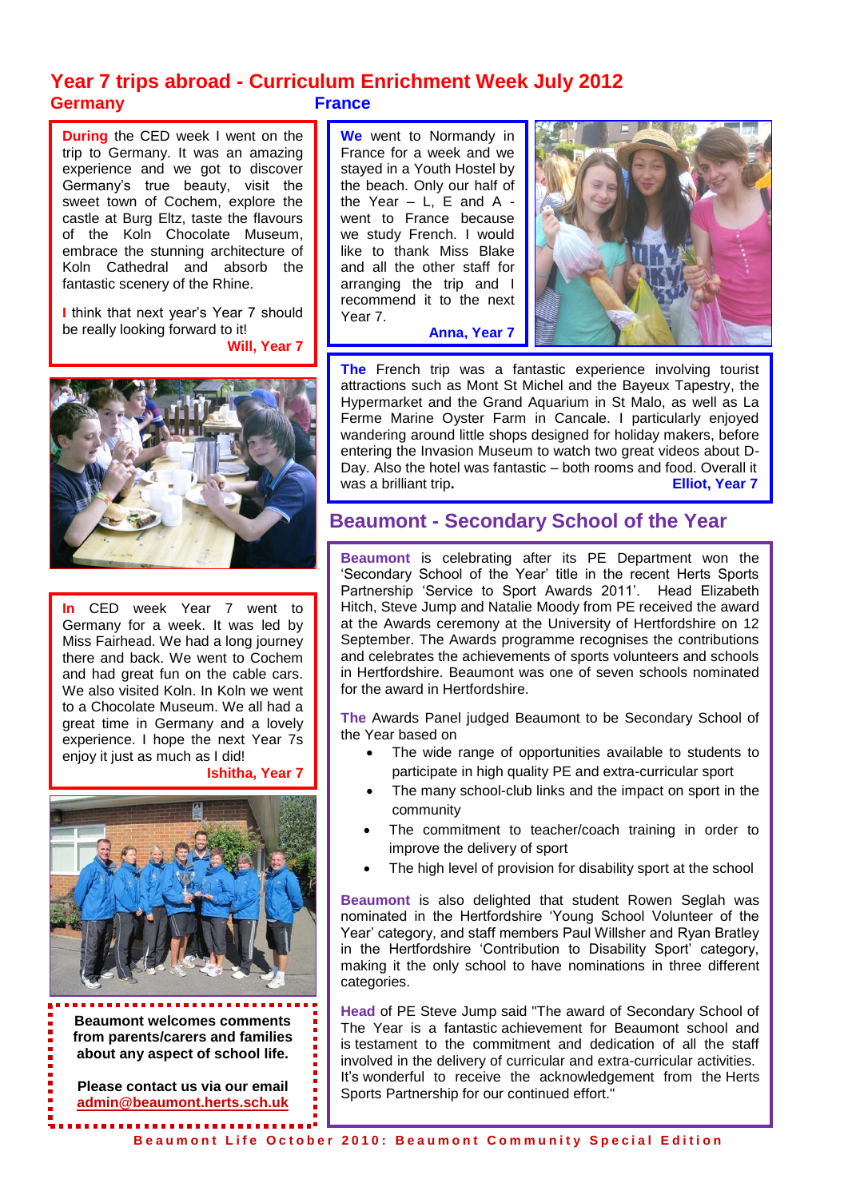# Year 7 trips abroad - Curriculum Enrichment Week July 2012

## Germany

**During** the CED week I went on the trip to Germany. It was an amazing experience and we got to discover Germany's true beauty, visit the sweet town of Cochem, explore the castle at Burg Eltz, taste the flavours of the Koln Chocolate Museum, embrace the stunning architecture of Koln Cathedral and absorb the fantastic scenery of the Rhine.

**I** think that next year's Year 7 should be really looking forward to it!

**Will, Year 7**

**In** CED week Year 7 went to Germany for a week. It was led by Miss Fairhead. We had a long journey there and back. We went to Cochem and had great fun on the cable cars. We also visited Koln. In Koln we went to a Chocolate Museum. We all had a great time in Germany and a lovely experience. I hope the next Year 7s enjoy it just as much as I did!

**Ishitha, Year 7**

**Beaumont welcomes comments from parents/carers and families about any aspect of school life.**

**Please contact us via our email admin@beaumont.herts.sch.uk**

## France

**We** went to Normandy in France for a week and we stayed in a Youth Hostel by the beach. Only our half of the Year – L, E and A - went to France because we study French. I would like to thank Miss Blake and all the other staff for arranging the trip and I recommend it to the next Year 7.

**Anna, Year 7**

**The** French trip was a fantastic experience involving tourist attractions such as Mont St Michel and the Bayeux Tapestry, the Hypermarket and the Grand Aquarium in St Malo, as well as La Ferme Marine Oyster Farm in Cancale. I particularly enjoyed wandering around little shops designed for holiday makers, before entering the Invasion Museum to watch two great videos about D-Day. Also the hotel was fantastic – both rooms and food. Overall it was a brilliant trip.

**Elliot, Year 7**

## Beaumont - Secondary School of the Year

**Beaumont** is celebrating after its PE Department won the 'Secondary School of the Year' title in the recent Herts Sports Partnership 'Service to Sport Awards 2011'. Head Elizabeth Hitch, Steve Jump and Natalie Moody from PE received the award at the Awards ceremony at the University of Hertfordshire on 12 September. The Awards programme recognises the contributions and celebrates the achievements of sports volunteers and sports clubs in Hertfordshire. Beaumont was one of seven schools nominated for the award in Hertfordshire.

**The** Awards Panel judged Beaumont to be Secondary School of the Year based on

- The wide range of opportunities available to students to participate in high quality PE and extra-curricular sport
- The many school-club links and the impact on sport in the community
- The commitment to teacher/coach training in order to improve the delivery of sport
- The high level of provision for disability sport at the school

**Beaumont** is also delighted that student Rowen Seglah was nominated in the Hertfordshire 'Young School Volunteer of the Year' category, and staff members Paul Willsher and Ryan Bratley in the Hertfordshire 'Contribution to Disability Sport' category, making it the only school to have nominations in three different categories.

**Head** of PE Steve Jump said "The award of Secondary School of The Year is a fantastic achievement for Beaumont school and is testament to the commitment and dedication of all the staff involved in the delivery of curricular and extra-curricular activities. It's wonderful to receive the acknowledgement from the Herts Sports Partnership for our continued effort."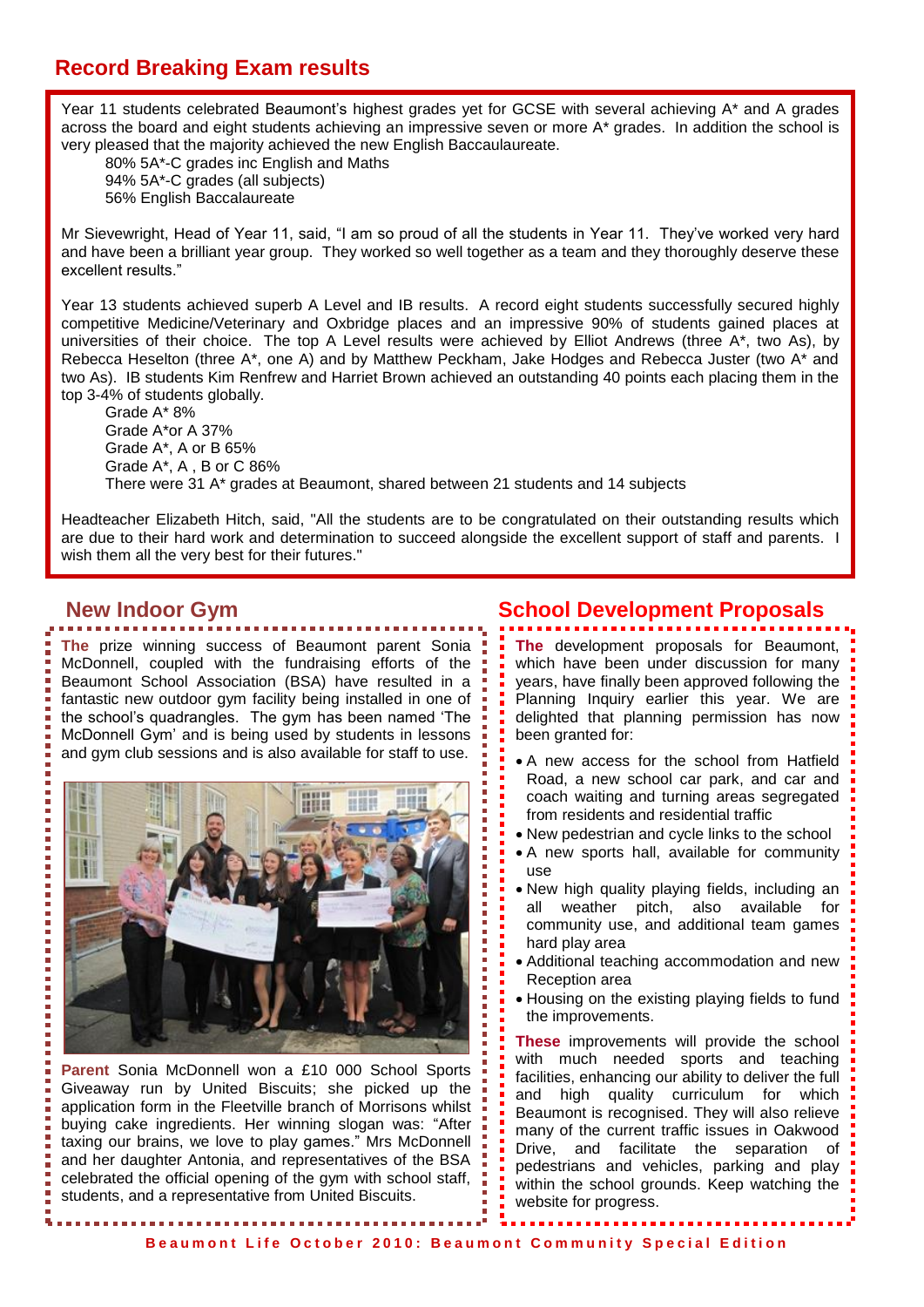## Record Breaking Exam results

Year 11 students celebrated Beaumont's highest grades yet for GCSE with several achieving A* and A grades across the board and eight students achieving an impressive seven or more A* grades. In addition the school is very pleased that the majority achieved the new English Baccaulaureate.

80% 5A*-C grades inc English and Maths
94% 5A*-C grades (all subjects)
56% English Baccalaureate

Mr Sievewright, Head of Year 11, said, "I am so proud of all the students in Year 11. They've worked very hard and have been a brilliant year group. They worked so well together as a team and they thoroughly deserve these excellent results."

Year 13 students achieved superb A Level and IB results. A record eight students successfully secured highly competitive Medicine/Veterinary and Oxbridge places and an impressive 90% of students gained places at universities of their choice. The top A Level results were achieved by Elliot Andrews (three A*, two As), by Rebecca Heselton (three A*, one A) and by Matthew Peckham, Jake Hodges and Rebecca Juster (two A* and two As). IB students Kim Renfrew and Harriet Brown achieved an outstanding 40 points each placing them in the top 3-4% of students globally.

Grade A* 8%
Grade A*or A 37%
Grade A*, A or B 65%
Grade A*, A , B or C 86%
There were 31 A* grades at Beaumont, shared between 21 students and 14 subjects

Headteacher Elizabeth Hitch, said, "All the students are to be congratulated on their outstanding results which are due to their hard work and determination to succeed alongside the excellent support of staff and parents. I wish them all the very best for their futures."

## New Indoor Gym

**The** prize winning success of Beaumont parent Sonia McDonnell, coupled with the fundraising efforts of the Beaumont School Association (BSA) have resulted in a fantastic new outdoor gym facility being installed in one of the school's quadrangles. The gym has been named 'The McDonnell Gym' and is being used by students in lessons and gym club sessions and is also available for staff to use.

**Parent** Sonia McDonnell won a £10 000 School Sports Giveaway run by United Biscuits; she picked up the application form in the Fleetville branch of Morrisons whilst buying cake ingredients. Her winning slogan was: "After taxing our brains, we love to play games." Mrs McDonnell and her daughter Antonia, and representatives of the BSA celebrated the official opening of the gym with school staff, students, and a representative from United Biscuits.

## School Development Proposals

**The** development proposals for Beaumont, which have been under discussion for many years, have finally been approved following the Planning Inquiry earlier this year. We are delighted that planning permission has now been granted for:

- A new access for the school from Hatfield Road, a new school car park, and car and coach waiting and turning areas segregated from residents and residential traffic
- New pedestrian and cycle links to the school
- A new sports hall, available for community use
- New high quality playing fields, including an all weather pitch, also available for community use, and additional team games hard play area
- Additional teaching accommodation and new Reception area
- Housing on the existing playing fields to fund the improvements.

**These** improvements will provide the school with much needed sports and teaching facilities, enhancing our ability to deliver the full and high quality curriculum for which Beaumont is recognised. They will also relieve many of the current traffic issues in Oakwood Drive, and facilitate the separation of pedestrians and vehicles, parking and play within the school grounds. Keep watching the website for progress.